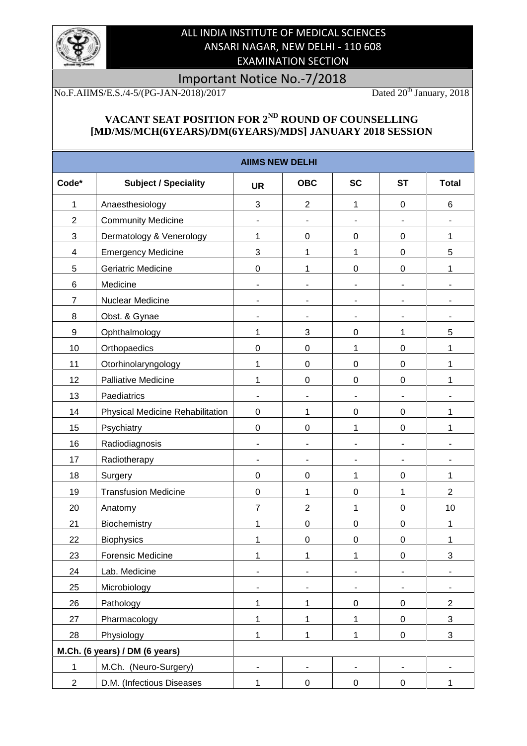# ALL INDIA INSTITUTE OF MEDICAL SCIENCES
## ANSARI NAGAR, NEW DELHI - 110 608
## EXAMINATION SECTION

## Important Notice No.-7/2018

No.F.AIIMS/E.S./4-5/(PG-JAN-2018)/2017 Dated 20th January, 2018

### VACANT SEAT POSITION FOR 2ND ROUND OF COUNSELLING [MD/MS/MCH(6YEARS)/DM(6YEARS)/MDS] JANUARY 2018 SESSION

**AIIMS NEW DELHI**

| Code* | Subject / Speciality | UR | OBC | SC | ST | Total |
|---|---|---|---|---|---|---|
| 1 | Anaesthesiology | 3 | 2 | 1 | 0 | 6 |
| 2 | Community Medicine | - | - | - | - | - |
| 3 | Dermatology & Venerology | 1 | 0 | 0 | 0 | 1 |
| 4 | Emergency Medicine | 3 | 1 | 1 | 0 | 5 |
| 5 | Geriatric Medicine | 0 | 1 | 0 | 0 | 1 |
| 6 | Medicine | - | - | - | - | - |
| 7 | Nuclear Medicine | - | - | - | - | - |
| 8 | Obst. & Gynae | - | - | - | - | - |
| 9 | Ophthalmology | 1 | 3 | 0 | 1 | 5 |
| 10 | Orthopaedics | 0 | 0 | 1 | 0 | 1 |
| 11 | Otorhinolaryngology | 1 | 0 | 0 | 0 | 1 |
| 12 | Palliative Medicine | 1 | 0 | 0 | 0 | 1 |
| 13 | Paediatrics | - | - | - | - | - |
| 14 | Physical Medicine Rehabilitation | 0 | 1 | 0 | 0 | 1 |
| 15 | Psychiatry | 0 | 0 | 1 | 0 | 1 |
| 16 | Radiodiagnosis | - | - | - | - | - |
| 17 | Radiotherapy | - | - | - | - | - |
| 18 | Surgery | 0 | 0 | 1 | 0 | 1 |
| 19 | Transfusion Medicine | 0 | 1 | 0 | 1 | 2 |
| 20 | Anatomy | 7 | 2 | 1 | 0 | 10 |
| 21 | Biochemistry | 1 | 0 | 0 | 0 | 1 |
| 22 | Biophysics | 1 | 0 | 0 | 0 | 1 |
| 23 | Forensic Medicine | 1 | 1 | 1 | 0 | 3 |
| 24 | Lab. Medicine | - | - | - | - | - |
| 25 | Microbiology | - | - | - | - | - |
| 26 | Pathology | 1 | 1 | 0 | 0 | 2 |
| 27 | Pharmacology | 1 | 1 | 1 | 0 | 3 |
| 28 | Physiology | 1 | 1 | 1 | 0 | 3 |
| **M.Ch. (6 years) / DM (6 years)** | | | | | | |
| 1 | M.Ch. (Neuro-Surgery) | - | - | - | - | - |
| 2 | D.M. (Infectious Diseases | 1 | 0 | 0 | 0 | 1 |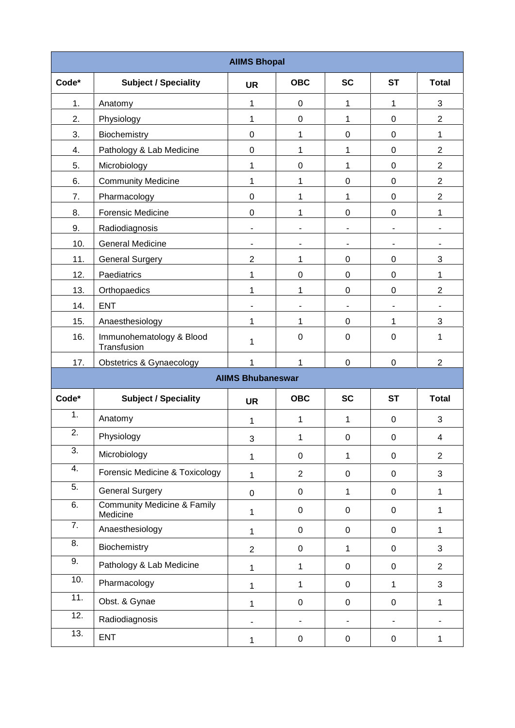| AIIMS Bhopal | | | | | | |
|---|---|---|---|---|---|---|
| **Code*** | **Subject / Speciality** | **UR** | **OBC** | **SC** | **ST** | **Total** |
| 1. | Anatomy | 1 | 0 | 1 | 1 | 3 |
| 2. | Physiology | 1 | 0 | 1 | 0 | 2 |
| 3. | Biochemistry | 0 | 1 | 0 | 0 | 1 |
| 4. | Pathology & Lab Medicine | 0 | 1 | 1 | 0 | 2 |
| 5. | Microbiology | 1 | 0 | 1 | 0 | 2 |
| 6. | Community Medicine | 1 | 1 | 0 | 0 | 2 |
| 7. | Pharmacology | 0 | 1 | 1 | 0 | 2 |
| 8. | Forensic Medicine | 0 | 1 | 0 | 0 | 1 |
| 9. | Radiodiagnosis | - | - | - | - | - |
| 10. | General Medicine | - | - | - | - | - |
| 11. | General Surgery | 2 | 1 | 0 | 0 | 3 |
| 12. | Paediatrics | 1 | 0 | 0 | 0 | 1 |
| 13. | Orthopaedics | 1 | 1 | 0 | 0 | 2 |
| 14. | ENT | - | - | - | - | - |
| 15. | Anaesthesiology | 1 | 1 | 0 | 1 | 3 |
| 16. | Immunohematology & Blood Transfusion | 1 | 0 | 0 | 0 | 1 |
| 17. | Obstetrics & Gynaecology | 1 | 1 | 0 | 0 | 2 |

| AIIMS Bhubaneswar | | | | | | |
|---|---|---|---|---|---|---|
| **Code*** | **Subject / Speciality** | **UR** | **OBC** | **SC** | **ST** | **Total** |
| 1. | Anatomy | 1 | 1 | 1 | 0 | 3 |
| 2. | Physiology | 3 | 1 | 0 | 0 | 4 |
| 3. | Microbiology | 1 | 0 | 1 | 0 | 2 |
| 4. | Forensic Medicine & Toxicology | 1 | 2 | 0 | 0 | 3 |
| 5. | General Surgery | 0 | 0 | 1 | 0 | 1 |
| 6. | Community Medicine & Family Medicine | 1 | 0 | 0 | 0 | 1 |
| 7. | Anaesthesiology | 1 | 0 | 0 | 0 | 1 |
| 8. | Biochemistry | 2 | 0 | 1 | 0 | 3 |
| 9. | Pathology & Lab Medicine | 1 | 1 | 0 | 0 | 2 |
| 10. | Pharmacology | 1 | 1 | 0 | 1 | 3 |
| 11. | Obst. & Gynae | 1 | 0 | 0 | 0 | 1 |
| 12. | Radiodiagnosis | - | - | - | - | - |
| 13. | ENT | 1 | 0 | 0 | 0 | 1 |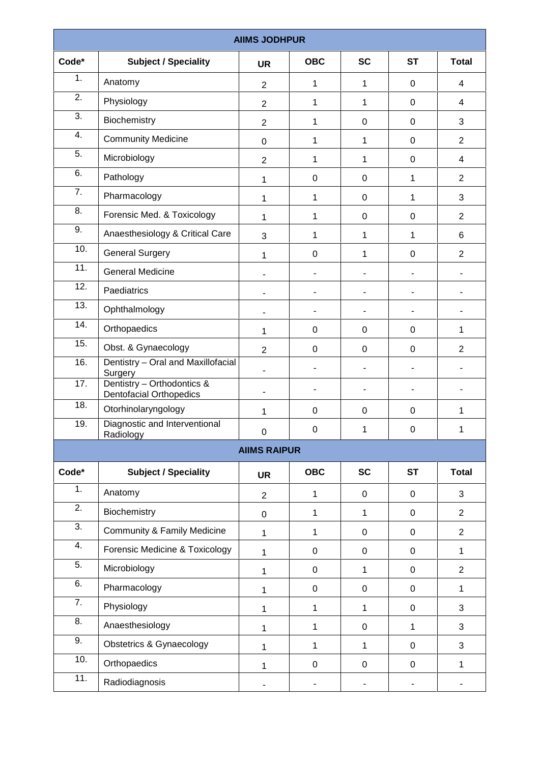| AIIMS JODHPUR | | | | | | |
|---|---|---|---|---|---|---|
| **Code*** | **Subject / Speciality** | **UR** | **OBC** | **SC** | **ST** | **Total** |
| 1. | Anatomy | 2 | 1 | 1 | 0 | 4 |
| 2. | Physiology | 2 | 1 | 1 | 0 | 4 |
| 3. | Biochemistry | 2 | 1 | 0 | 0 | 3 |
| 4. | Community Medicine | 0 | 1 | 1 | 0 | 2 |
| 5. | Microbiology | 2 | 1 | 1 | 0 | 4 |
| 6. | Pathology | 1 | 0 | 0 | 1 | 2 |
| 7. | Pharmacology | 1 | 1 | 0 | 1 | 3 |
| 8. | Forensic Med. & Toxicology | 1 | 1 | 0 | 0 | 2 |
| 9. | Anaesthesiology & Critical Care | 3 | 1 | 1 | 1 | 6 |
| 10. | General Surgery | 1 | 0 | 1 | 0 | 2 |
| 11. | General Medicine | - | - | - | - | - |
| 12. | Paediatrics | - | - | - | - | - |
| 13. | Ophthalmology | - | - | - | - | - |
| 14. | Orthopaedics | 1 | 0 | 0 | 0 | 1 |
| 15. | Obst. & Gynaecology | 2 | 0 | 0 | 0 | 2 |
| 16. | Dentistry – Oral and Maxillofacial Surgery | - | - | - | - | - |
| 17. | Dentistry – Orthodontics & Dentofacial Orthopedics | - | - | - | - | - |
| 18. | Otorhinolaryngology | 1 | 0 | 0 | 0 | 1 |
| 19. | Diagnostic and Interventional Radiology | 0 | 0 | 1 | 0 | 1 |

| AIIMS RAIPUR | | | | | | |
|---|---|---|---|---|---|---|
| **Code*** | **Subject / Speciality** | **UR** | **OBC** | **SC** | **ST** | **Total** |
| 1. | Anatomy | 2 | 1 | 0 | 0 | 3 |
| 2. | Biochemistry | 0 | 1 | 1 | 0 | 2 |
| 3. | Community & Family Medicine | 1 | 1 | 0 | 0 | 2 |
| 4. | Forensic Medicine & Toxicology | 1 | 0 | 0 | 0 | 1 |
| 5. | Microbiology | 1 | 0 | 1 | 0 | 2 |
| 6. | Pharmacology | 1 | 0 | 0 | 0 | 1 |
| 7. | Physiology | 1 | 1 | 1 | 0 | 3 |
| 8. | Anaesthesiology | 1 | 1 | 0 | 1 | 3 |
| 9. | Obstetrics & Gynaecology | 1 | 1 | 1 | 0 | 3 |
| 10. | Orthopaedics | 1 | 0 | 0 | 0 | 1 |
| 11. | Radiodiagnosis | - | - | - | - | - |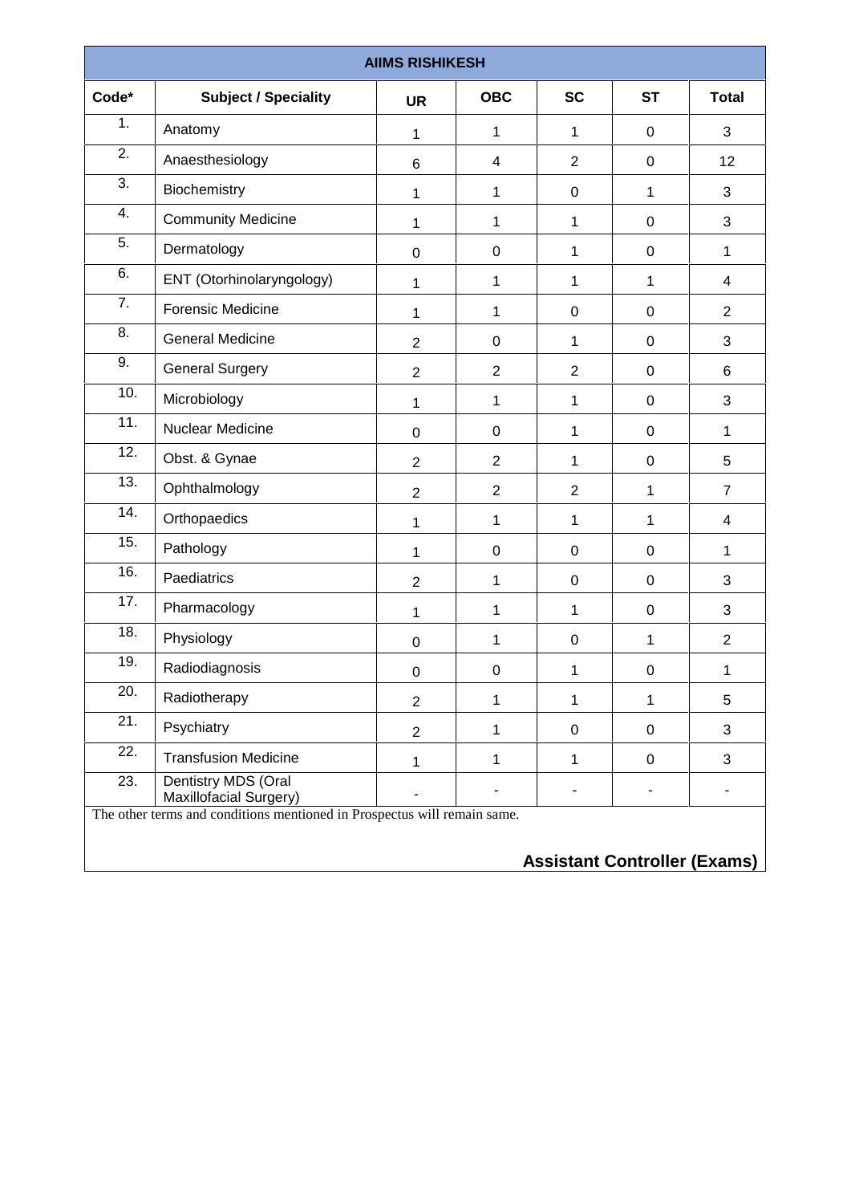| AIIMS RISHIKESH | | | | | | |
|---|---|---|---|---|---|---|
| **Code*** | **Subject / Speciality** | **UR** | **OBC** | **SC** | **ST** | **Total** |
| 1. | Anatomy | 1 | 1 | 1 | 0 | 3 |
| 2. | Anaesthesiology | 6 | 4 | 2 | 0 | 12 |
| 3. | Biochemistry | 1 | 1 | 0 | 1 | 3 |
| 4. | Community Medicine | 1 | 1 | 1 | 0 | 3 |
| 5. | Dermatology | 0 | 0 | 1 | 0 | 1 |
| 6. | ENT (Otorhinolaryngology) | 1 | 1 | 1 | 1 | 4 |
| 7. | Forensic Medicine | 1 | 1 | 0 | 0 | 2 |
| 8. | General Medicine | 2 | 0 | 1 | 0 | 3 |
| 9. | General Surgery | 2 | 2 | 2 | 0 | 6 |
| 10. | Microbiology | 1 | 1 | 1 | 0 | 3 |
| 11. | Nuclear Medicine | 0 | 0 | 1 | 0 | 1 |
| 12. | Obst. & Gynae | 2 | 2 | 1 | 0 | 5 |
| 13. | Ophthalmology | 2 | 2 | 2 | 1 | 7 |
| 14. | Orthopaedics | 1 | 1 | 1 | 1 | 4 |
| 15. | Pathology | 1 | 0 | 0 | 0 | 1 |
| 16. | Paediatrics | 2 | 1 | 0 | 0 | 3 |
| 17. | Pharmacology | 1 | 1 | 1 | 0 | 3 |
| 18. | Physiology | 0 | 1 | 0 | 1 | 2 |
| 19. | Radiodiagnosis | 0 | 0 | 1 | 0 | 1 |
| 20. | Radiotherapy | 2 | 1 | 1 | 1 | 5 |
| 21. | Psychiatry | 2 | 1 | 0 | 0 | 3 |
| 22. | Transfusion Medicine | 1 | 1 | 1 | 0 | 3 |
| 23. | Dentistry MDS (Oral Maxillofacial Surgery) | - | - | - | - | - |

The other terms and conditions mentioned in Prospectus will remain same.

**Assistant Controller (Exams)**